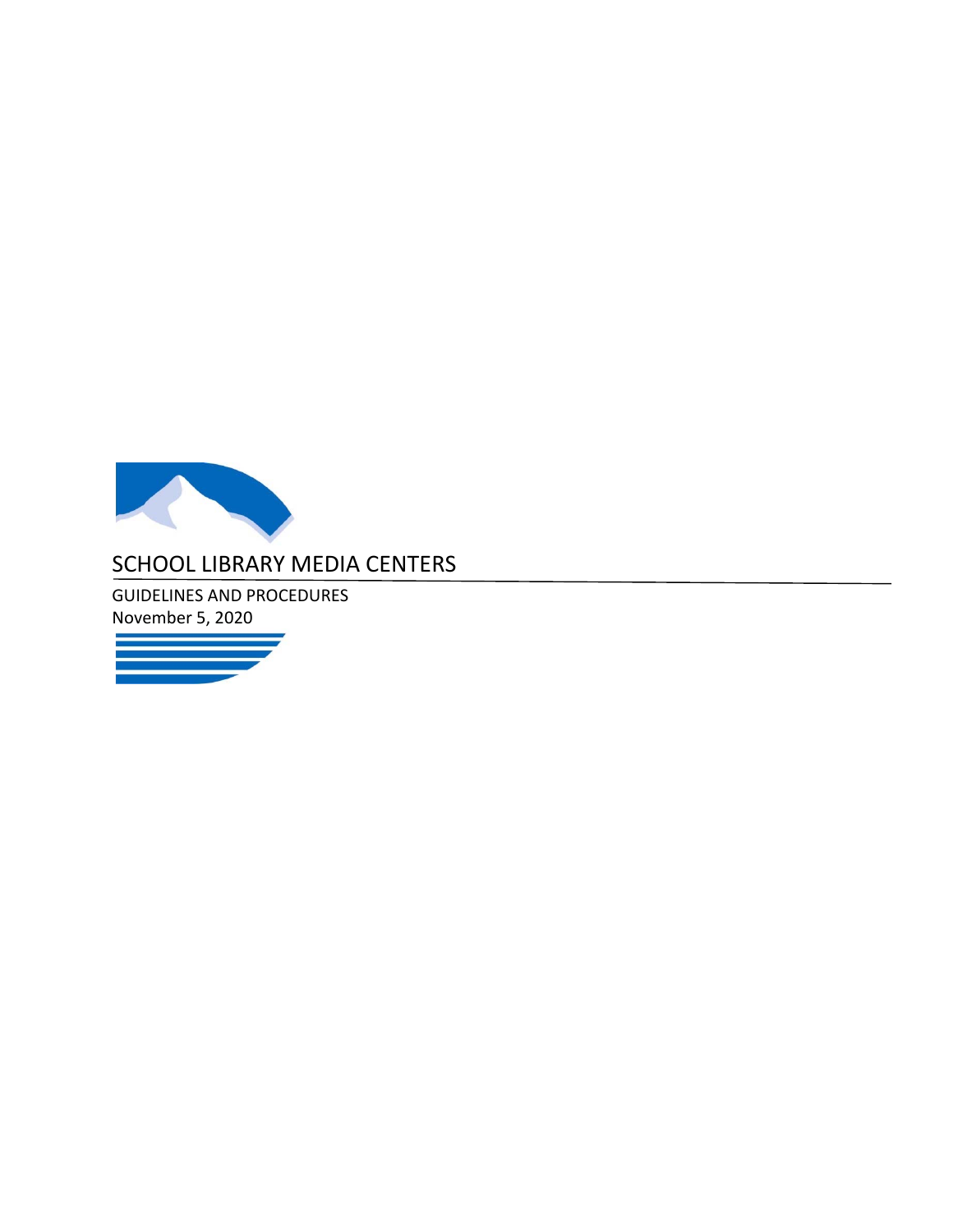# SCHOOL LIBRARY MEDIA CENTERS

GUIDELINES AND PROCEDURES

November 5, 2020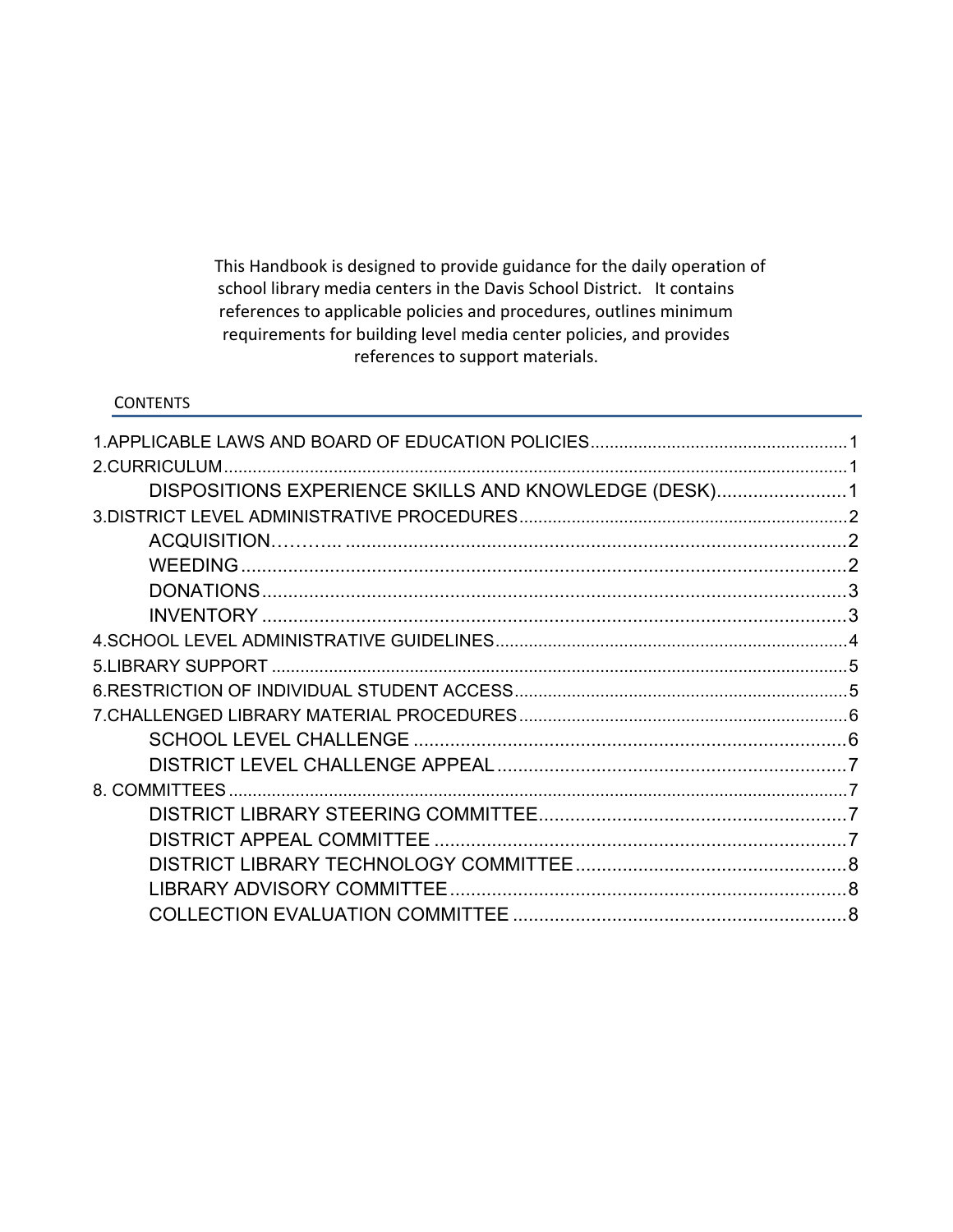This Handbook is designed to provide guidance for the daily operation of school library media centers in the Davis School District. It contains references to applicable policies and procedures, outlines minimum requirements for building level media center policies, and provides references to support materials.

## CONTENTS

1.APPLICABLE LAWS AND BOARD OF EDUCATION POLICIES ........ 1
2.CURRICULUM ........ 1
  DISPOSITIONS EXPERIENCE SKILLS AND KNOWLEDGE (DESK) ........ 1
3.DISTRICT LEVEL ADMINISTRATIVE PROCEDURES ........ 2
  ACQUISITION……….. ........ 2
  WEEDING ........ 2
  DONATIONS ........ 3
  INVENTORY ........ 3
4.SCHOOL LEVEL ADMINISTRATIVE GUIDELINES ........ 4
5.LIBRARY SUPPORT ........ 5
6.RESTRICTION OF INDIVIDUAL STUDENT ACCESS ........ 5
7.CHALLENGED LIBRARY MATERIAL PROCEDURES ........ 6
  SCHOOL LEVEL CHALLENGE ........ 6
  DISTRICT LEVEL CHALLENGE APPEAL ........ 7
8. COMMITTEES ........ 7
  DISTRICT LIBRARY STEERING COMMITTEE ........ 7
  DISTRICT APPEAL COMMITTEE ........ 7
  DISTRICT LIBRARY TECHNOLOGY COMMITTEE ........ 8
  LIBRARY ADVISORY COMMITTEE ........ 8
  COLLECTION EVALUATION COMMITTEE ........ 8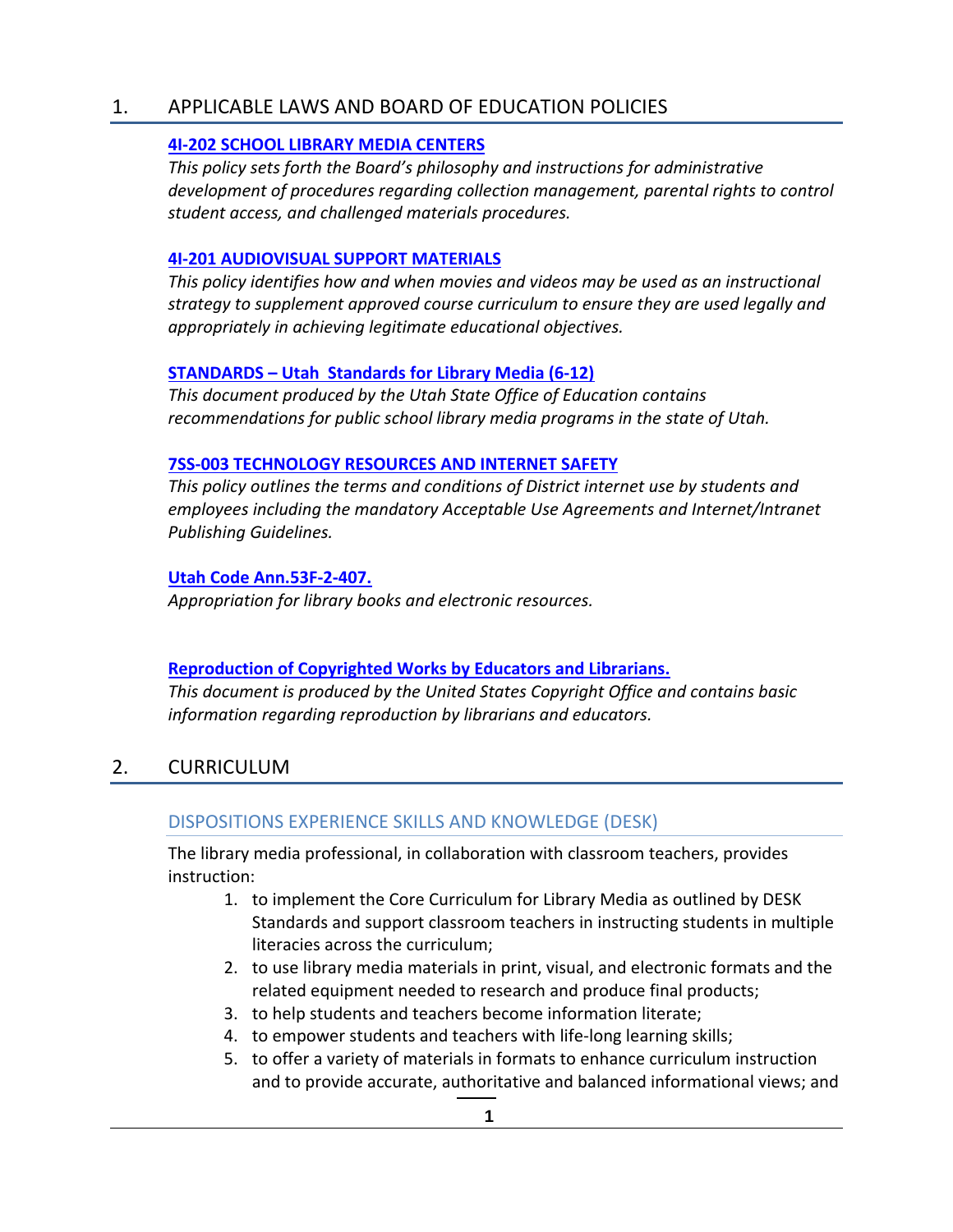## 1. APPLICABLE LAWS AND BOARD OF EDUCATION POLICIES

**4I-202 SCHOOL LIBRARY MEDIA CENTERS**

*This policy sets forth the Board's philosophy and instructions for administrative development of procedures regarding collection management, parental rights to control student access, and challenged materials procedures.*

**4I-201 AUDIOVISUAL SUPPORT MATERIALS**

*This policy identifies how and when movies and videos may be used as an instructional strategy to supplement approved course curriculum to ensure they are used legally and appropriately in achieving legitimate educational objectives.*

**STANDARDS – Utah Standards for Library Media (6-12)**

*This document produced by the Utah State Office of Education contains recommendations for public school library media programs in the state of Utah.*

**7SS-003 TECHNOLOGY RESOURCES AND INTERNET SAFETY**

*This policy outlines the terms and conditions of District internet use by students and employees including the mandatory Acceptable Use Agreements and Internet/Intranet Publishing Guidelines.*

**Utah Code Ann.53F-2-407.**

*Appropriation for library books and electronic resources.*

**Reproduction of Copyrighted Works by Educators and Librarians.**

*This document is produced by the United States Copyright Office and contains basic information regarding reproduction by librarians and educators.*

## 2. CURRICULUM

### DISPOSITIONS EXPERIENCE SKILLS AND KNOWLEDGE (DESK)

The library media professional, in collaboration with classroom teachers, provides instruction:

1. to implement the Core Curriculum for Library Media as outlined by DESK Standards and support classroom teachers in instructing students in multiple literacies across the curriculum;
2. to use library media materials in print, visual, and electronic formats and the related equipment needed to research and produce final products;
3. to help students and teachers become information literate;
4. to empower students and teachers with life-long learning skills;
5. to offer a variety of materials in formats to enhance curriculum instruction and to provide accurate, authoritative and balanced informational views; and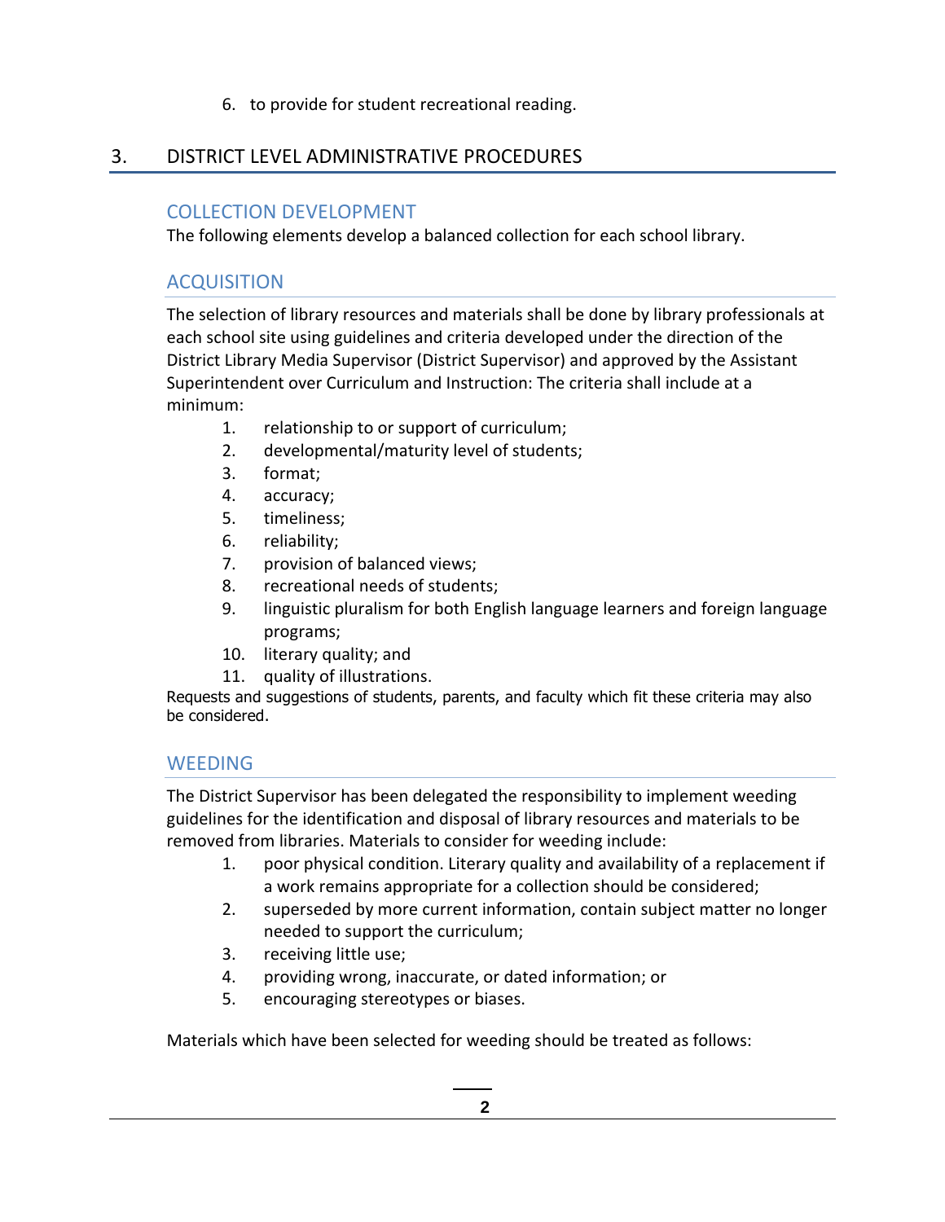6. to provide for student recreational reading.

## 3. DISTRICT LEVEL ADMINISTRATIVE PROCEDURES

### COLLECTION DEVELOPMENT

The following elements develop a balanced collection for each school library.

### ACQUISITION

The selection of library resources and materials shall be done by library professionals at each school site using guidelines and criteria developed under the direction of the District Library Media Supervisor (District Supervisor) and approved by the Assistant Superintendent over Curriculum and Instruction: The criteria shall include at a minimum:

1. relationship to or support of curriculum;
2. developmental/maturity level of students;
3. format;
4. accuracy;
5. timeliness;
6. reliability;
7. provision of balanced views;
8. recreational needs of students;
9. linguistic pluralism for both English language learners and foreign language programs;
10. literary quality; and
11. quality of illustrations.

Requests and suggestions of students, parents, and faculty which fit these criteria may also be considered.

### WEEDING

The District Supervisor has been delegated the responsibility to implement weeding guidelines for the identification and disposal of library resources and materials to be removed from libraries. Materials to consider for weeding include:

1. poor physical condition. Literary quality and availability of a replacement if a work remains appropriate for a collection should be considered;
2. superseded by more current information, contain subject matter no longer needed to support the curriculum;
3. receiving little use;
4. providing wrong, inaccurate, or dated information; or
5. encouraging stereotypes or biases.

Materials which have been selected for weeding should be treated as follows: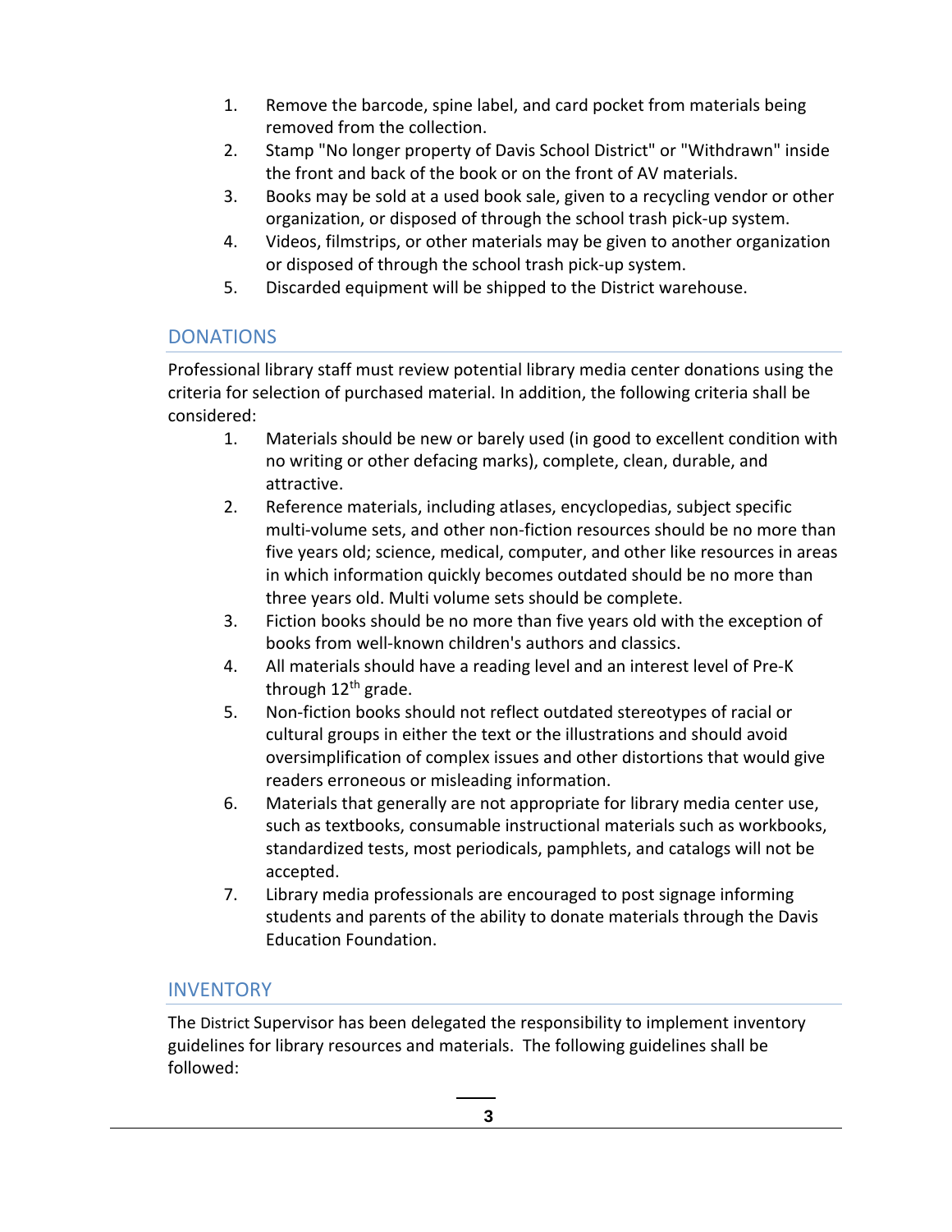1. Remove the barcode, spine label, and card pocket from materials being removed from the collection.
2. Stamp "No longer property of Davis School District" or "Withdrawn" inside the front and back of the book or on the front of AV materials.
3. Books may be sold at a used book sale, given to a recycling vendor or other organization, or disposed of through the school trash pick-up system.
4. Videos, filmstrips, or other materials may be given to another organization or disposed of through the school trash pick-up system.
5. Discarded equipment will be shipped to the District warehouse.

## DONATIONS

Professional library staff must review potential library media center donations using the criteria for selection of purchased material. In addition, the following criteria shall be considered:

1. Materials should be new or barely used (in good to excellent condition with no writing or other defacing marks), complete, clean, durable, and attractive.
2. Reference materials, including atlases, encyclopedias, subject specific multi-volume sets, and other non-fiction resources should be no more than five years old; science, medical, computer, and other like resources in areas in which information quickly becomes outdated should be no more than three years old. Multi volume sets should be complete.
3. Fiction books should be no more than five years old with the exception of books from well-known children's authors and classics.
4. All materials should have a reading level and an interest level of Pre-K through 12th grade.
5. Non-fiction books should not reflect outdated stereotypes of racial or cultural groups in either the text or the illustrations and should avoid oversimplification of complex issues and other distortions that would give readers erroneous or misleading information.
6. Materials that generally are not appropriate for library media center use, such as textbooks, consumable instructional materials such as workbooks, standardized tests, most periodicals, pamphlets, and catalogs will not be accepted.
7. Library media professionals are encouraged to post signage informing students and parents of the ability to donate materials through the Davis Education Foundation.

## INVENTORY

The District Supervisor has been delegated the responsibility to implement inventory guidelines for library resources and materials. The following guidelines shall be followed: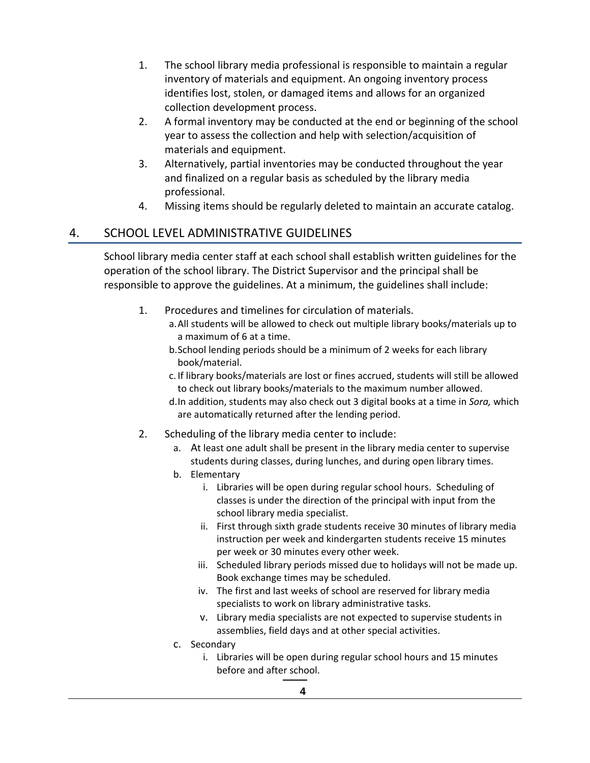1. The school library media professional is responsible to maintain a regular inventory of materials and equipment. An ongoing inventory process identifies lost, stolen, or damaged items and allows for an organized collection development process.
2. A formal inventory may be conducted at the end or beginning of the school year to assess the collection and help with selection/acquisition of materials and equipment.
3. Alternatively, partial inventories may be conducted throughout the year and finalized on a regular basis as scheduled by the library media professional.
4. Missing items should be regularly deleted to maintain an accurate catalog.

## 4. SCHOOL LEVEL ADMINISTRATIVE GUIDELINES

School library media center staff at each school shall establish written guidelines for the operation of the school library. The District Supervisor and the principal shall be responsible to approve the guidelines. At a minimum, the guidelines shall include:

1. Procedures and timelines for circulation of materials.
   a. All students will be allowed to check out multiple library books/materials up to a maximum of 6 at a time.
   b. School lending periods should be a minimum of 2 weeks for each library book/material.
   c. If library books/materials are lost or fines accrued, students will still be allowed to check out library books/materials to the maximum number allowed.
   d. In addition, students may also check out 3 digital books at a time in *Sora,* which are automatically returned after the lending period.
2. Scheduling of the library media center to include:
   a. At least one adult shall be present in the library media center to supervise students during classes, during lunches, and during open library times.
   b. Elementary
      i. Libraries will be open during regular school hours. Scheduling of classes is under the direction of the principal with input from the school library media specialist.
      ii. First through sixth grade students receive 30 minutes of library media instruction per week and kindergarten students receive 15 minutes per week or 30 minutes every other week.
      iii. Scheduled library periods missed due to holidays will not be made up. Book exchange times may be scheduled.
      iv. The first and last weeks of school are reserved for library media specialists to work on library administrative tasks.
      v. Library media specialists are not expected to supervise students in assemblies, field days and at other special activities.
   c. Secondary
      i. Libraries will be open during regular school hours and 15 minutes before and after school.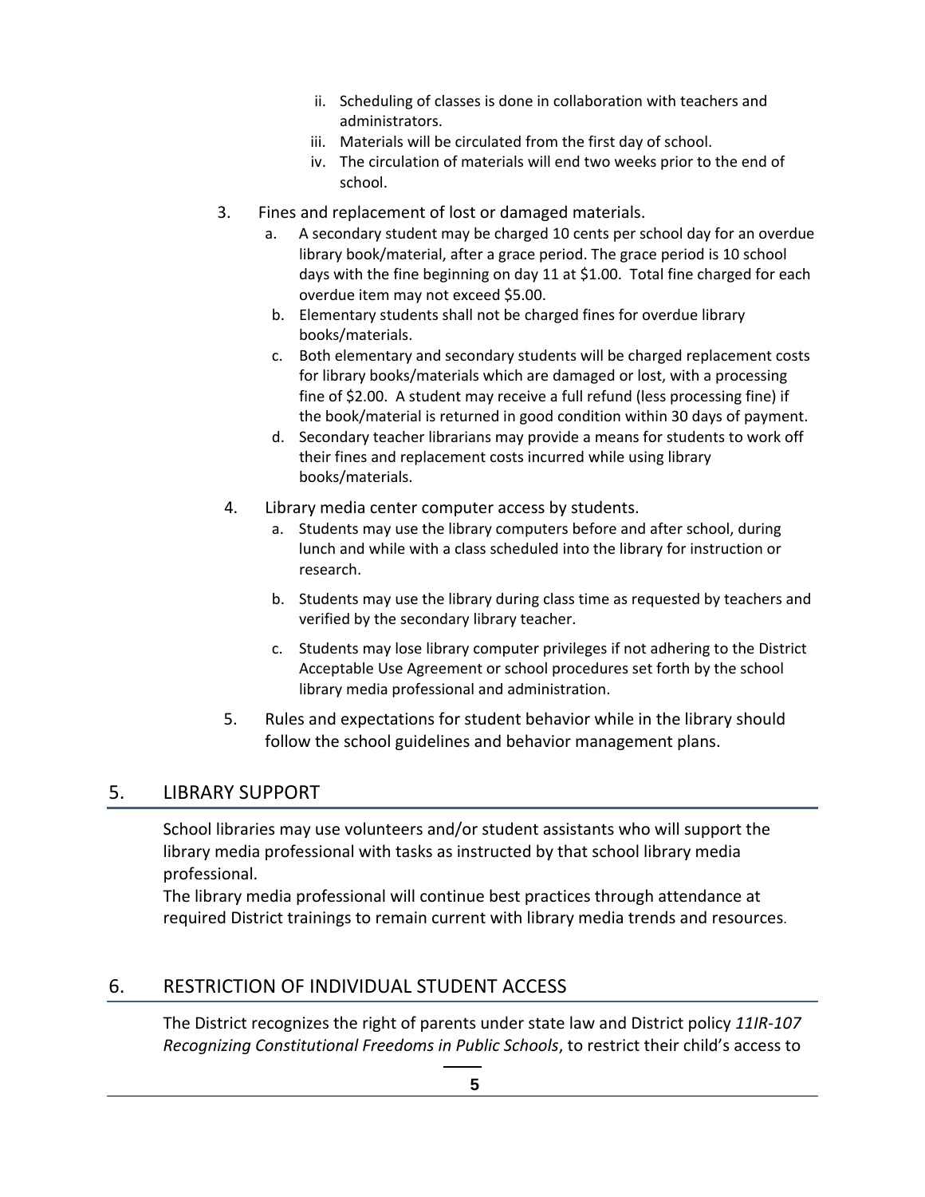ii. Scheduling of classes is done in collaboration with teachers and administrators.
   iii. Materials will be circulated from the first day of school.
   iv. The circulation of materials will end two weeks prior to the end of school.

3. Fines and replacement of lost or damaged materials.
   a. A secondary student may be charged 10 cents per school day for an overdue library book/material, after a grace period. The grace period is 10 school days with the fine beginning on day 11 at $1.00. Total fine charged for each overdue item may not exceed $5.00.
   b. Elementary students shall not be charged fines for overdue library books/materials.
   c. Both elementary and secondary students will be charged replacement costs for library books/materials which are damaged or lost, with a processing fine of $2.00. A student may receive a full refund (less processing fine) if the book/material is returned in good condition within 30 days of payment.
   d. Secondary teacher librarians may provide a means for students to work off their fines and replacement costs incurred while using library books/materials.

4. Library media center computer access by students.
   a. Students may use the library computers before and after school, during lunch and while with a class scheduled into the library for instruction or research.
   b. Students may use the library during class time as requested by teachers and verified by the secondary library teacher.
   c. Students may lose library computer privileges if not adhering to the District Acceptable Use Agreement or school procedures set forth by the school library media professional and administration.

5. Rules and expectations for student behavior while in the library should follow the school guidelines and behavior management plans.

## 5. LIBRARY SUPPORT

School libraries may use volunteers and/or student assistants who will support the library media professional with tasks as instructed by that school library media professional.
The library media professional will continue best practices through attendance at required District trainings to remain current with library media trends and resources.

## 6. RESTRICTION OF INDIVIDUAL STUDENT ACCESS

The District recognizes the right of parents under state law and District policy *11IR-107 Recognizing Constitutional Freedoms in Public Schools*, to restrict their child's access to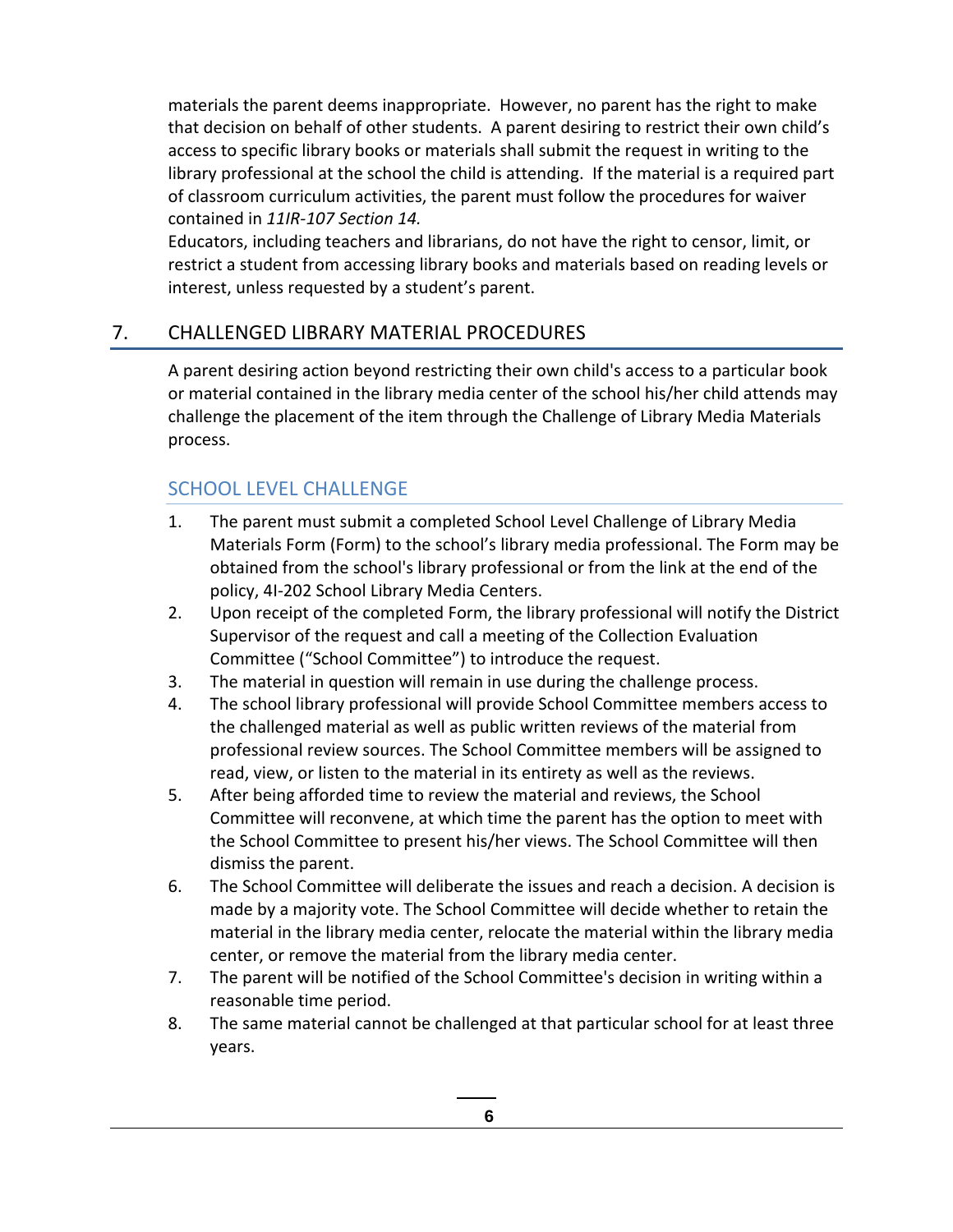materials the parent deems inappropriate. However, no parent has the right to make that decision on behalf of other students. A parent desiring to restrict their own child's access to specific library books or materials shall submit the request in writing to the library professional at the school the child is attending. If the material is a required part of classroom curriculum activities, the parent must follow the procedures for waiver contained in *11IR-107 Section 14.*

Educators, including teachers and librarians, do not have the right to censor, limit, or restrict a student from accessing library books and materials based on reading levels or interest, unless requested by a student's parent.

## 7. CHALLENGED LIBRARY MATERIAL PROCEDURES

A parent desiring action beyond restricting their own child's access to a particular book or material contained in the library media center of the school his/her child attends may challenge the placement of the item through the Challenge of Library Media Materials process.

### SCHOOL LEVEL CHALLENGE

1. The parent must submit a completed School Level Challenge of Library Media Materials Form (Form) to the school's library media professional. The Form may be obtained from the school's library professional or from the link at the end of the policy, 4I-202 School Library Media Centers.
2. Upon receipt of the completed Form, the library professional will notify the District Supervisor of the request and call a meeting of the Collection Evaluation Committee ("School Committee") to introduce the request.
3. The material in question will remain in use during the challenge process.
4. The school library professional will provide School Committee members access to the challenged material as well as public written reviews of the material from professional review sources. The School Committee members will be assigned to read, view, or listen to the material in its entirety as well as the reviews.
5. After being afforded time to review the material and reviews, the School Committee will reconvene, at which time the parent has the option to meet with the School Committee to present his/her views. The School Committee will then dismiss the parent.
6. The School Committee will deliberate the issues and reach a decision. A decision is made by a majority vote. The School Committee will decide whether to retain the material in the library media center, relocate the material within the library media center, or remove the material from the library media center.
7. The parent will be notified of the School Committee's decision in writing within a reasonable time period.
8. The same material cannot be challenged at that particular school for at least three years.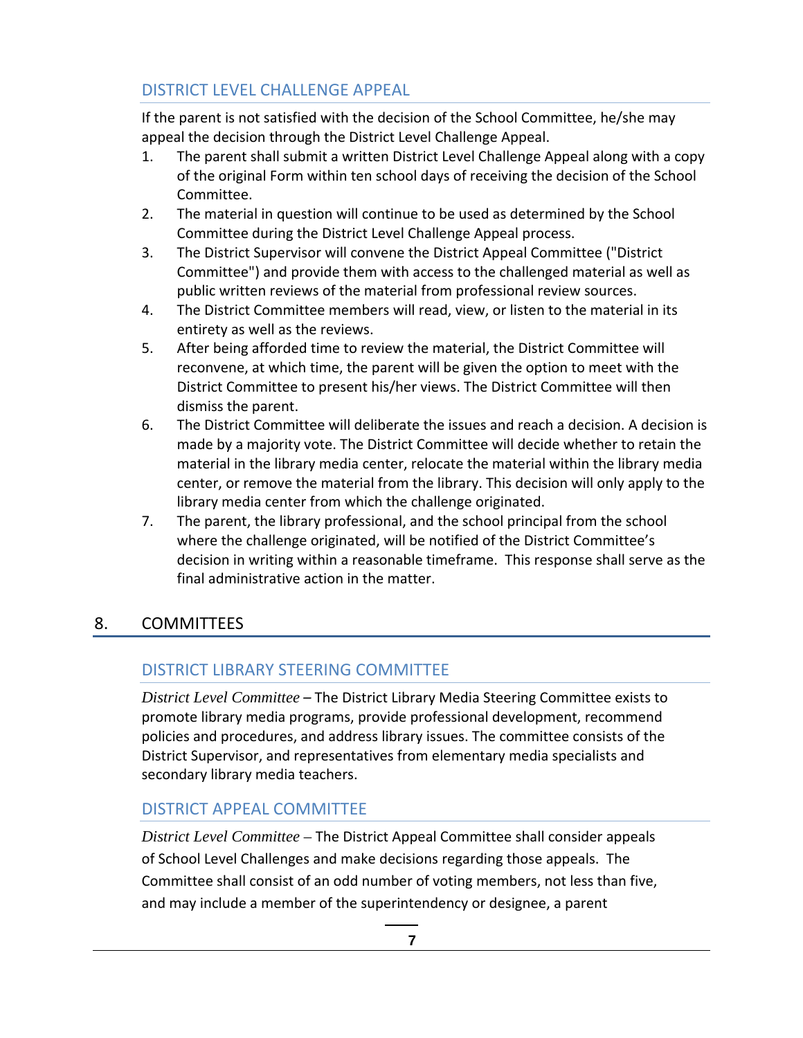### DISTRICT LEVEL CHALLENGE APPEAL

If the parent is not satisfied with the decision of the School Committee, he/she may appeal the decision through the District Level Challenge Appeal.

1. The parent shall submit a written District Level Challenge Appeal along with a copy of the original Form within ten school days of receiving the decision of the School Committee.
2. The material in question will continue to be used as determined by the School Committee during the District Level Challenge Appeal process.
3. The District Supervisor will convene the District Appeal Committee ("District Committee") and provide them with access to the challenged material as well as public written reviews of the material from professional review sources.
4. The District Committee members will read, view, or listen to the material in its entirety as well as the reviews.
5. After being afforded time to review the material, the District Committee will reconvene, at which time, the parent will be given the option to meet with the District Committee to present his/her views. The District Committee will then dismiss the parent.
6. The District Committee will deliberate the issues and reach a decision. A decision is made by a majority vote. The District Committee will decide whether to retain the material in the library media center, relocate the material within the library media center, or remove the material from the library. This decision will only apply to the library media center from which the challenge originated.
7. The parent, the library professional, and the school principal from the school where the challenge originated, will be notified of the District Committee's decision in writing within a reasonable timeframe. This response shall serve as the final administrative action in the matter.

## 8. COMMITTEES

### DISTRICT LIBRARY STEERING COMMITTEE

*District Level Committee* – The District Library Media Steering Committee exists to promote library media programs, provide professional development, recommend policies and procedures, and address library issues. The committee consists of the District Supervisor, and representatives from elementary media specialists and secondary library media teachers.

### DISTRICT APPEAL COMMITTEE

*District Level Committee* – The District Appeal Committee shall consider appeals of School Level Challenges and make decisions regarding those appeals. The Committee shall consist of an odd number of voting members, not less than five, and may include a member of the superintendency or designee, a parent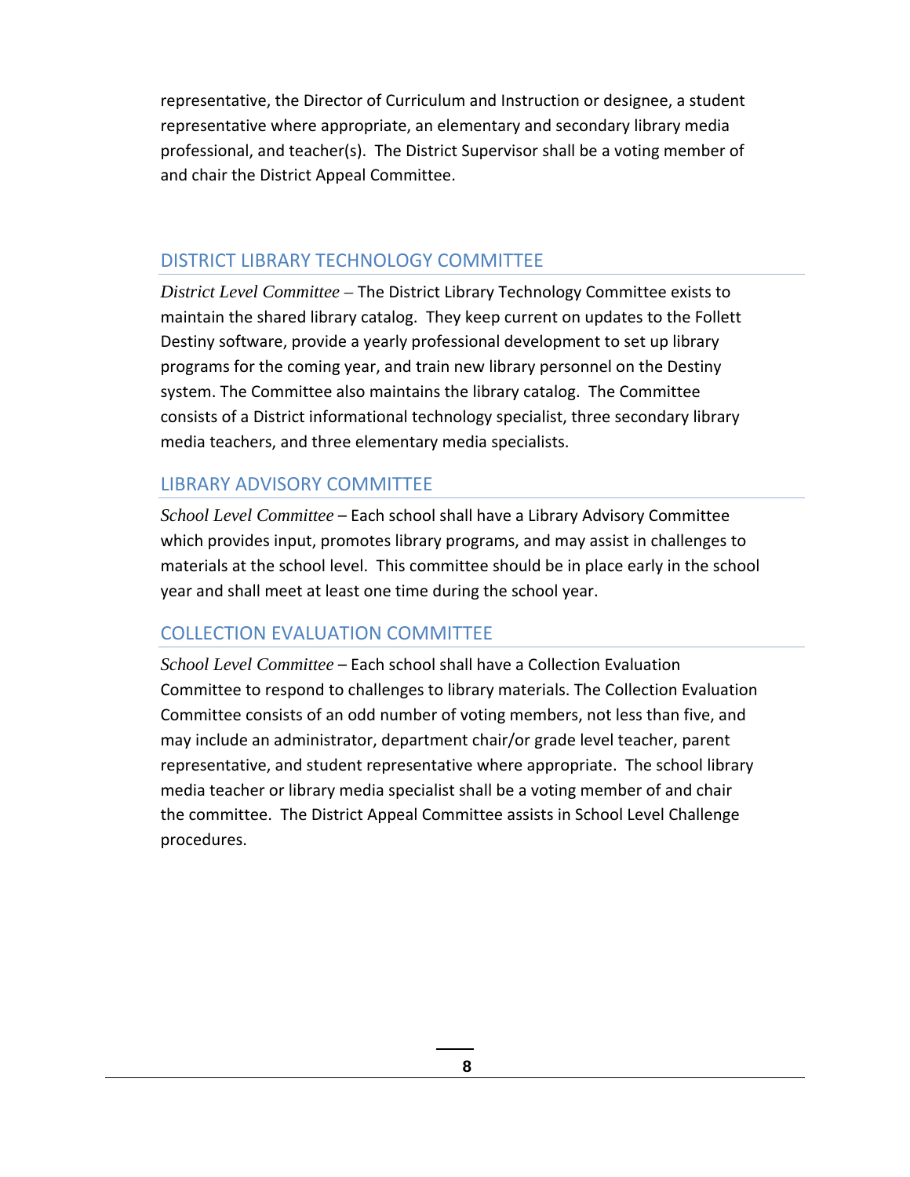representative, the Director of Curriculum and Instruction or designee, a student representative where appropriate, an elementary and secondary library media professional, and teacher(s). The District Supervisor shall be a voting member of and chair the District Appeal Committee.

## DISTRICT LIBRARY TECHNOLOGY COMMITTEE

*District Level Committee* – The District Library Technology Committee exists to maintain the shared library catalog. They keep current on updates to the Follett Destiny software, provide a yearly professional development to set up library programs for the coming year, and train new library personnel on the Destiny system. The Committee also maintains the library catalog. The Committee consists of a District informational technology specialist, three secondary library media teachers, and three elementary media specialists.

## LIBRARY ADVISORY COMMITTEE

*School Level Committee* – Each school shall have a Library Advisory Committee which provides input, promotes library programs, and may assist in challenges to materials at the school level. This committee should be in place early in the school year and shall meet at least one time during the school year.

## COLLECTION EVALUATION COMMITTEE

*School Level Committee* – Each school shall have a Collection Evaluation Committee to respond to challenges to library materials. The Collection Evaluation Committee consists of an odd number of voting members, not less than five, and may include an administrator, department chair/or grade level teacher, parent representative, and student representative where appropriate. The school library media teacher or library media specialist shall be a voting member of and chair the committee. The District Appeal Committee assists in School Level Challenge procedures.